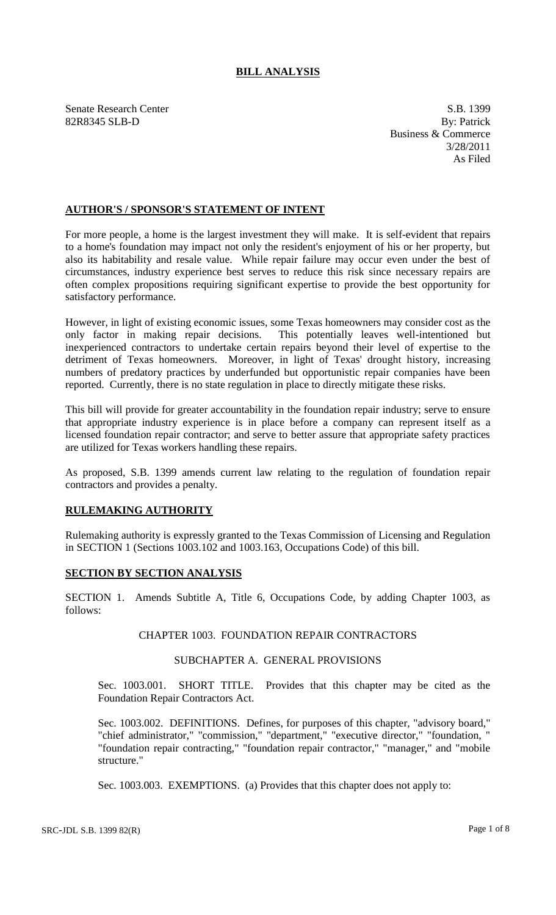# BILL ANALYSIS

Senate Research Center
82R8345 SLB-D

S.B. 1399
By: Patrick
Business & Commerce
3/28/2011
As Filed

## AUTHOR'S / SPONSOR'S STATEMENT OF INTENT

For more people, a home is the largest investment they will make. It is self-evident that repairs to a home's foundation may impact not only the resident's enjoyment of his or her property, but also its habitability and resale value. While repair failure may occur even under the best of circumstances, industry experience best serves to reduce this risk since necessary repairs are often complex propositions requiring significant expertise to provide the best opportunity for satisfactory performance.

However, in light of existing economic issues, some Texas homeowners may consider cost as the only factor in making repair decisions. This potentially leaves well-intentioned but inexperienced contractors to undertake certain repairs beyond their level of expertise to the detriment of Texas homeowners. Moreover, in light of Texas' drought history, increasing numbers of predatory practices by underfunded but opportunistic repair companies have been reported. Currently, there is no state regulation in place to directly mitigate these risks.

This bill will provide for greater accountability in the foundation repair industry; serve to ensure that appropriate industry experience is in place before a company can represent itself as a licensed foundation repair contractor; and serve to better assure that appropriate safety practices are utilized for Texas workers handling these repairs.

As proposed, S.B. 1399 amends current law relating to the regulation of foundation repair contractors and provides a penalty.

## RULEMAKING AUTHORITY

Rulemaking authority is expressly granted to the Texas Commission of Licensing and Regulation in SECTION 1 (Sections 1003.102 and 1003.163, Occupations Code) of this bill.

## SECTION BY SECTION ANALYSIS

SECTION 1. Amends Subtitle A, Title 6, Occupations Code, by adding Chapter 1003, as follows:

CHAPTER 1003. FOUNDATION REPAIR CONTRACTORS

SUBCHAPTER A. GENERAL PROVISIONS

Sec. 1003.001. SHORT TITLE. Provides that this chapter may be cited as the Foundation Repair Contractors Act.

Sec. 1003.002. DEFINITIONS. Defines, for purposes of this chapter, "advisory board," "chief administrator," "commission," "department," "executive director," "foundation, " "foundation repair contracting," "foundation repair contractor," "manager," and "mobile structure."

Sec. 1003.003. EXEMPTIONS. (a) Provides that this chapter does not apply to: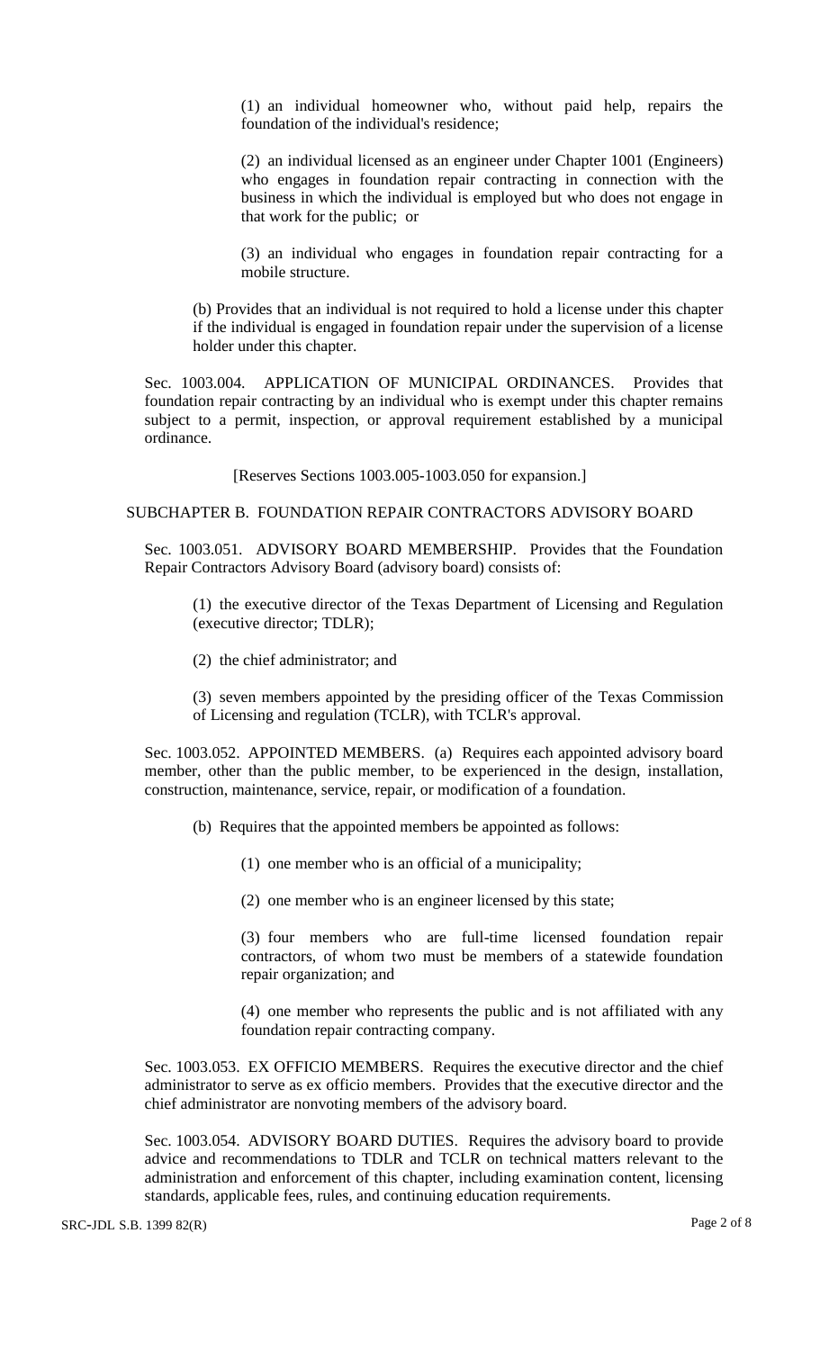(1) an individual homeowner who, without paid help, repairs the foundation of the individual's residence;

(2) an individual licensed as an engineer under Chapter 1001 (Engineers) who engages in foundation repair contracting in connection with the business in which the individual is employed but who does not engage in that work for the public; or

(3) an individual who engages in foundation repair contracting for a mobile structure.

(b) Provides that an individual is not required to hold a license under this chapter if the individual is engaged in foundation repair under the supervision of a license holder under this chapter.

Sec. 1003.004. APPLICATION OF MUNICIPAL ORDINANCES. Provides that foundation repair contracting by an individual who is exempt under this chapter remains subject to a permit, inspection, or approval requirement established by a municipal ordinance.

[Reserves Sections 1003.005-1003.050 for expansion.]

SUBCHAPTER B. FOUNDATION REPAIR CONTRACTORS ADVISORY BOARD

Sec. 1003.051. ADVISORY BOARD MEMBERSHIP. Provides that the Foundation Repair Contractors Advisory Board (advisory board) consists of:

(1) the executive director of the Texas Department of Licensing and Regulation (executive director; TDLR);

(2) the chief administrator; and

(3) seven members appointed by the presiding officer of the Texas Commission of Licensing and regulation (TCLR), with TCLR's approval.

Sec. 1003.052. APPOINTED MEMBERS. (a) Requires each appointed advisory board member, other than the public member, to be experienced in the design, installation, construction, maintenance, service, repair, or modification of a foundation.

(b) Requires that the appointed members be appointed as follows:

(1) one member who is an official of a municipality;

(2) one member who is an engineer licensed by this state;

(3) four members who are full-time licensed foundation repair contractors, of whom two must be members of a statewide foundation repair organization; and

(4) one member who represents the public and is not affiliated with any foundation repair contracting company.

Sec. 1003.053. EX OFFICIO MEMBERS. Requires the executive director and the chief administrator to serve as ex officio members. Provides that the executive director and the chief administrator are nonvoting members of the advisory board.

Sec. 1003.054. ADVISORY BOARD DUTIES. Requires the advisory board to provide advice and recommendations to TDLR and TCLR on technical matters relevant to the administration and enforcement of this chapter, including examination content, licensing standards, applicable fees, rules, and continuing education requirements.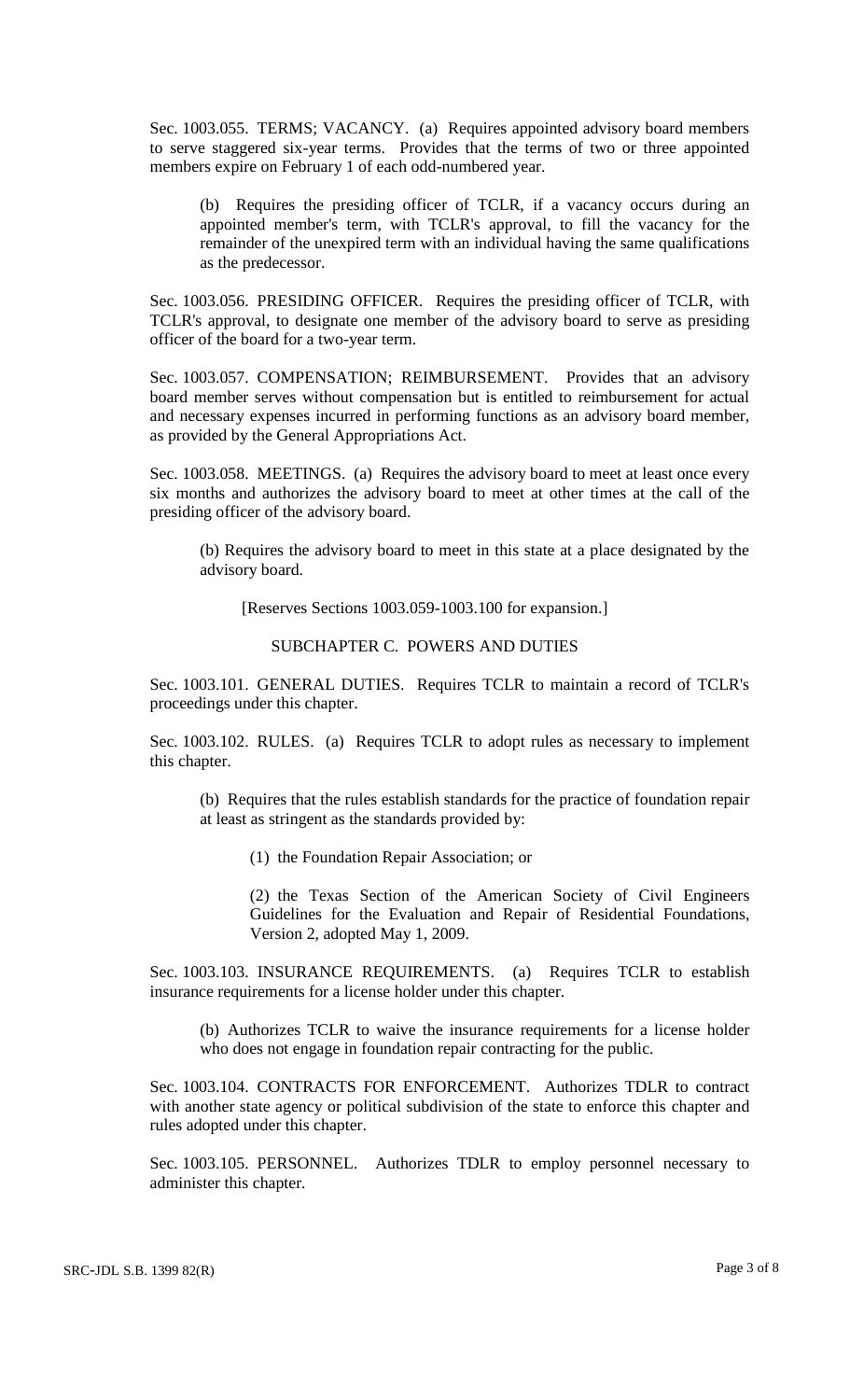Sec. 1003.055. TERMS; VACANCY. (a) Requires appointed advisory board members to serve staggered six-year terms. Provides that the terms of two or three appointed members expire on February 1 of each odd-numbered year.

(b) Requires the presiding officer of TCLR, if a vacancy occurs during an appointed member's term, with TCLR's approval, to fill the vacancy for the remainder of the unexpired term with an individual having the same qualifications as the predecessor.

Sec. 1003.056. PRESIDING OFFICER. Requires the presiding officer of TCLR, with TCLR's approval, to designate one member of the advisory board to serve as presiding officer of the board for a two-year term.

Sec. 1003.057. COMPENSATION; REIMBURSEMENT. Provides that an advisory board member serves without compensation but is entitled to reimbursement for actual and necessary expenses incurred in performing functions as an advisory board member, as provided by the General Appropriations Act.

Sec. 1003.058. MEETINGS. (a) Requires the advisory board to meet at least once every six months and authorizes the advisory board to meet at other times at the call of the presiding officer of the advisory board.

(b) Requires the advisory board to meet in this state at a place designated by the advisory board.

[Reserves Sections 1003.059-1003.100 for expansion.]

SUBCHAPTER C. POWERS AND DUTIES

Sec. 1003.101. GENERAL DUTIES. Requires TCLR to maintain a record of TCLR's proceedings under this chapter.

Sec. 1003.102. RULES. (a) Requires TCLR to adopt rules as necessary to implement this chapter.

(b) Requires that the rules establish standards for the practice of foundation repair at least as stringent as the standards provided by:

(1) the Foundation Repair Association; or

(2) the Texas Section of the American Society of Civil Engineers Guidelines for the Evaluation and Repair of Residential Foundations, Version 2, adopted May 1, 2009.

Sec. 1003.103. INSURANCE REQUIREMENTS. (a) Requires TCLR to establish insurance requirements for a license holder under this chapter.

(b) Authorizes TCLR to waive the insurance requirements for a license holder who does not engage in foundation repair contracting for the public.

Sec. 1003.104. CONTRACTS FOR ENFORCEMENT. Authorizes TDLR to contract with another state agency or political subdivision of the state to enforce this chapter and rules adopted under this chapter.

Sec. 1003.105. PERSONNEL. Authorizes TDLR to employ personnel necessary to administer this chapter.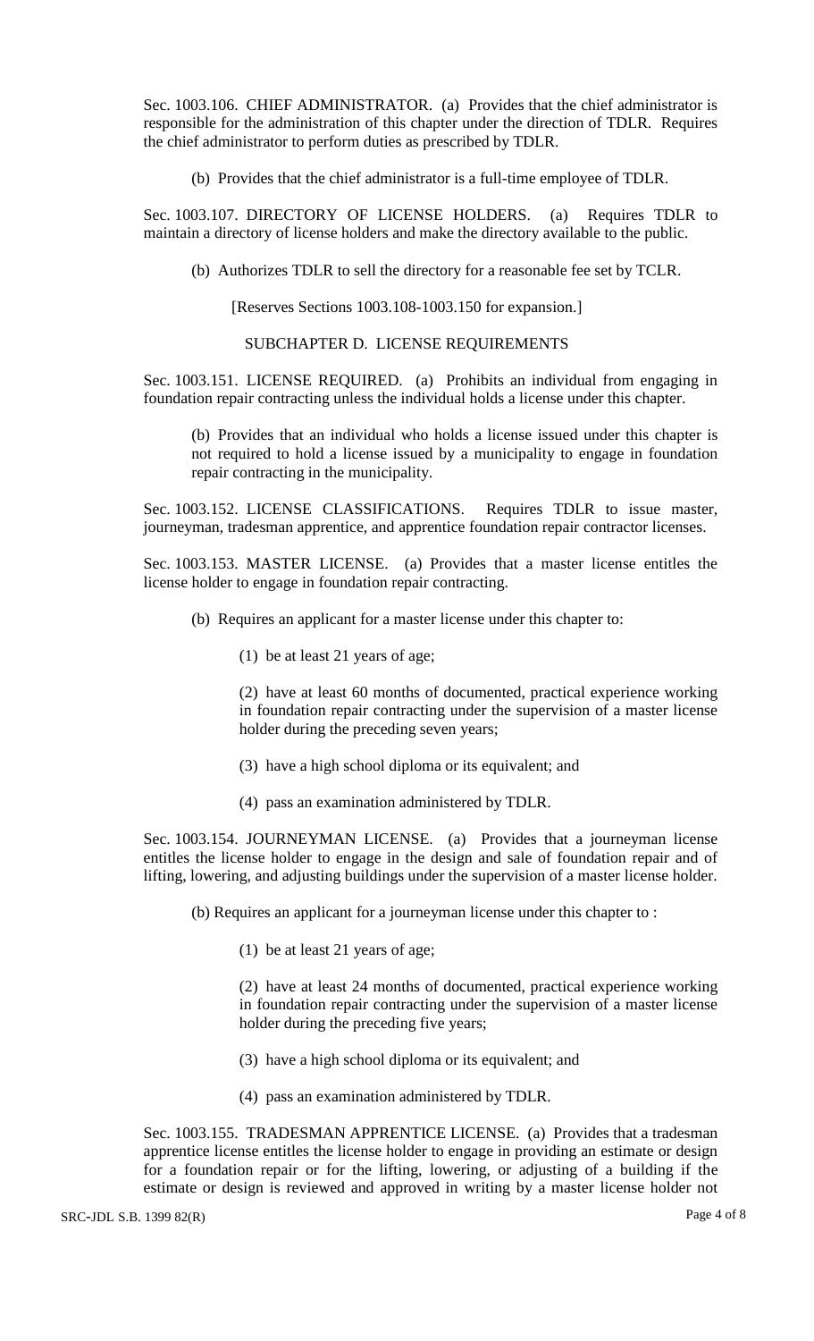Sec. 1003.106. CHIEF ADMINISTRATOR. (a) Provides that the chief administrator is responsible for the administration of this chapter under the direction of TDLR. Requires the chief administrator to perform duties as prescribed by TDLR.

(b) Provides that the chief administrator is a full-time employee of TDLR.

Sec. 1003.107. DIRECTORY OF LICENSE HOLDERS. (a) Requires TDLR to maintain a directory of license holders and make the directory available to the public.

(b) Authorizes TDLR to sell the directory for a reasonable fee set by TCLR.

[Reserves Sections 1003.108-1003.150 for expansion.]

SUBCHAPTER D. LICENSE REQUIREMENTS

Sec. 1003.151. LICENSE REQUIRED. (a) Prohibits an individual from engaging in foundation repair contracting unless the individual holds a license under this chapter.

(b) Provides that an individual who holds a license issued under this chapter is not required to hold a license issued by a municipality to engage in foundation repair contracting in the municipality.

Sec. 1003.152. LICENSE CLASSIFICATIONS. Requires TDLR to issue master, journeyman, tradesman apprentice, and apprentice foundation repair contractor licenses.

Sec. 1003.153. MASTER LICENSE. (a) Provides that a master license entitles the license holder to engage in foundation repair contracting.

(b) Requires an applicant for a master license under this chapter to:

(1) be at least 21 years of age;

(2) have at least 60 months of documented, practical experience working in foundation repair contracting under the supervision of a master license holder during the preceding seven years;

(3) have a high school diploma or its equivalent; and

(4) pass an examination administered by TDLR.

Sec. 1003.154. JOURNEYMAN LICENSE. (a) Provides that a journeyman license entitles the license holder to engage in the design and sale of foundation repair and of lifting, lowering, and adjusting buildings under the supervision of a master license holder.

(b) Requires an applicant for a journeyman license under this chapter to :

(1) be at least 21 years of age;

(2) have at least 24 months of documented, practical experience working in foundation repair contracting under the supervision of a master license holder during the preceding five years;

(3) have a high school diploma or its equivalent; and

(4) pass an examination administered by TDLR.

Sec. 1003.155. TRADESMAN APPRENTICE LICENSE. (a) Provides that a tradesman apprentice license entitles the license holder to engage in providing an estimate or design for a foundation repair or for the lifting, lowering, or adjusting of a building if the estimate or design is reviewed and approved in writing by a master license holder not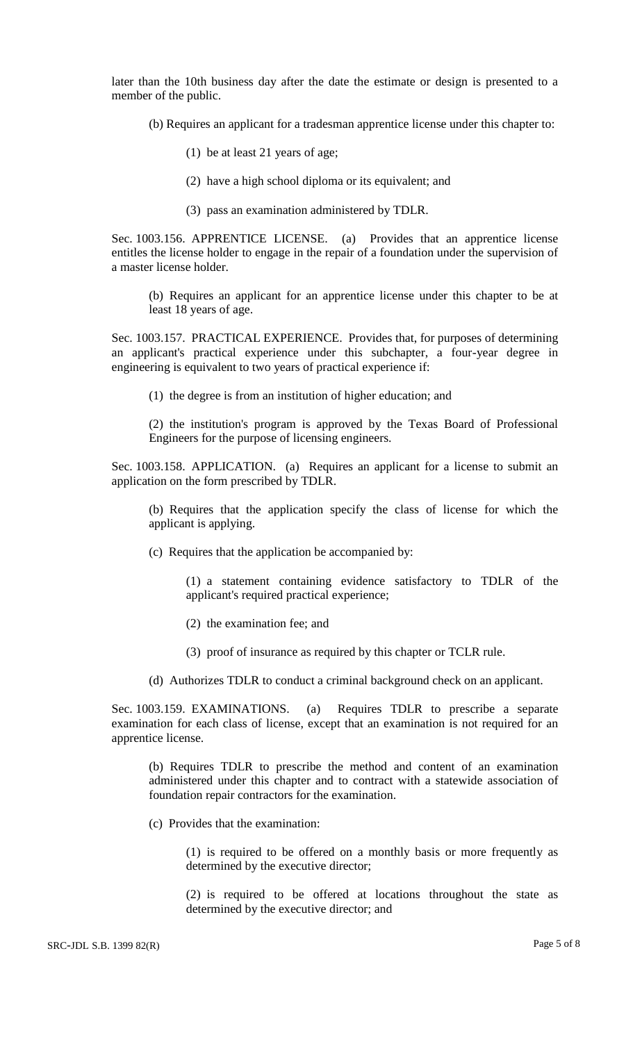later than the 10th business day after the date the estimate or design is presented to a member of the public.

(b) Requires an applicant for a tradesman apprentice license under this chapter to:

(1) be at least 21 years of age;

(2) have a high school diploma or its equivalent; and

(3) pass an examination administered by TDLR.

Sec. 1003.156. APPRENTICE LICENSE. (a) Provides that an apprentice license entitles the license holder to engage in the repair of a foundation under the supervision of a master license holder.

(b) Requires an applicant for an apprentice license under this chapter to be at least 18 years of age.

Sec. 1003.157. PRACTICAL EXPERIENCE. Provides that, for purposes of determining an applicant's practical experience under this subchapter, a four-year degree in engineering is equivalent to two years of practical experience if:

(1) the degree is from an institution of higher education; and

(2) the institution's program is approved by the Texas Board of Professional Engineers for the purpose of licensing engineers.

Sec. 1003.158. APPLICATION. (a) Requires an applicant for a license to submit an application on the form prescribed by TDLR.

(b) Requires that the application specify the class of license for which the applicant is applying.

(c) Requires that the application be accompanied by:

(1) a statement containing evidence satisfactory to TDLR of the applicant's required practical experience;

(2) the examination fee; and

(3) proof of insurance as required by this chapter or TCLR rule.

(d) Authorizes TDLR to conduct a criminal background check on an applicant.

Sec. 1003.159. EXAMINATIONS. (a) Requires TDLR to prescribe a separate examination for each class of license, except that an examination is not required for an apprentice license.

(b) Requires TDLR to prescribe the method and content of an examination administered under this chapter and to contract with a statewide association of foundation repair contractors for the examination.

(c) Provides that the examination:

(1) is required to be offered on a monthly basis or more frequently as determined by the executive director;

(2) is required to be offered at locations throughout the state as determined by the executive director; and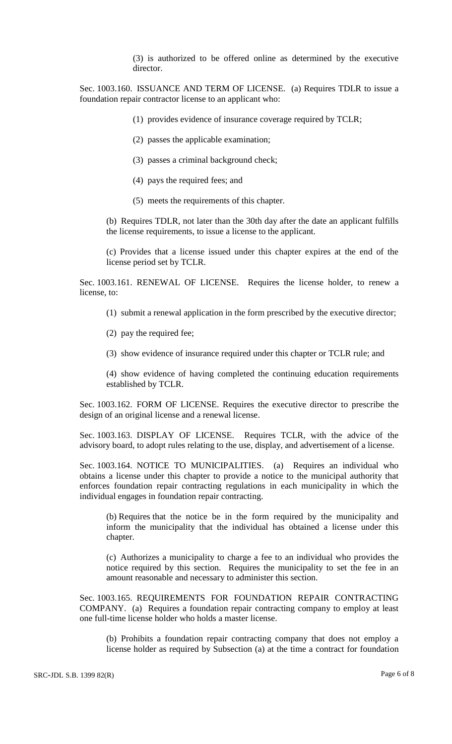(3) is authorized to be offered online as determined by the executive director.

Sec. 1003.160. ISSUANCE AND TERM OF LICENSE. (a) Requires TDLR to issue a foundation repair contractor license to an applicant who:

(1) provides evidence of insurance coverage required by TCLR;

(2) passes the applicable examination;

(3) passes a criminal background check;

(4) pays the required fees; and

(5) meets the requirements of this chapter.

(b) Requires TDLR, not later than the 30th day after the date an applicant fulfills the license requirements, to issue a license to the applicant.

(c) Provides that a license issued under this chapter expires at the end of the license period set by TCLR.

Sec. 1003.161. RENEWAL OF LICENSE. Requires the license holder, to renew a license, to:

(1) submit a renewal application in the form prescribed by the executive director;

(2) pay the required fee;

(3) show evidence of insurance required under this chapter or TCLR rule; and

(4) show evidence of having completed the continuing education requirements established by TCLR.

Sec. 1003.162. FORM OF LICENSE. Requires the executive director to prescribe the design of an original license and a renewal license.

Sec. 1003.163. DISPLAY OF LICENSE. Requires TCLR, with the advice of the advisory board, to adopt rules relating to the use, display, and advertisement of a license.

Sec. 1003.164. NOTICE TO MUNICIPALITIES. (a) Requires an individual who obtains a license under this chapter to provide a notice to the municipal authority that enforces foundation repair contracting regulations in each municipality in which the individual engages in foundation repair contracting.

(b) Requires that the notice be in the form required by the municipality and inform the municipality that the individual has obtained a license under this chapter.

(c) Authorizes a municipality to charge a fee to an individual who provides the notice required by this section. Requires the municipality to set the fee in an amount reasonable and necessary to administer this section.

Sec. 1003.165. REQUIREMENTS FOR FOUNDATION REPAIR CONTRACTING COMPANY. (a) Requires a foundation repair contracting company to employ at least one full-time license holder who holds a master license.

(b) Prohibits a foundation repair contracting company that does not employ a license holder as required by Subsection (a) at the time a contract for foundation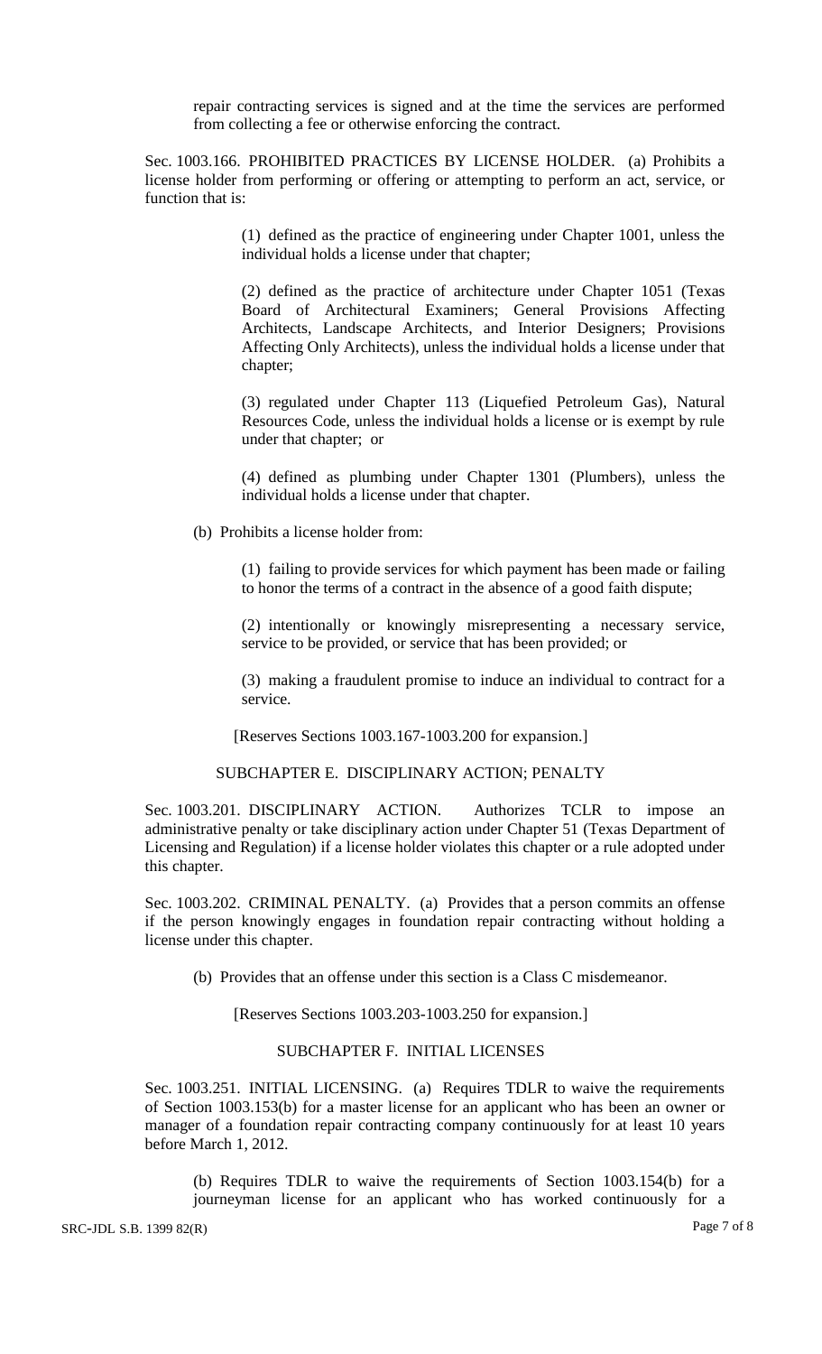repair contracting services is signed and at the time the services are performed from collecting a fee or otherwise enforcing the contract.

Sec. 1003.166. PROHIBITED PRACTICES BY LICENSE HOLDER. (a) Prohibits a license holder from performing or offering or attempting to perform an act, service, or function that is:

(1) defined as the practice of engineering under Chapter 1001, unless the individual holds a license under that chapter;

(2) defined as the practice of architecture under Chapter 1051 (Texas Board of Architectural Examiners; General Provisions Affecting Architects, Landscape Architects, and Interior Designers; Provisions Affecting Only Architects), unless the individual holds a license under that chapter;

(3) regulated under Chapter 113 (Liquefied Petroleum Gas), Natural Resources Code, unless the individual holds a license or is exempt by rule under that chapter; or

(4) defined as plumbing under Chapter 1301 (Plumbers), unless the individual holds a license under that chapter.

(b) Prohibits a license holder from:

(1) failing to provide services for which payment has been made or failing to honor the terms of a contract in the absence of a good faith dispute;

(2) intentionally or knowingly misrepresenting a necessary service, service to be provided, or service that has been provided; or

(3) making a fraudulent promise to induce an individual to contract for a service.

[Reserves Sections 1003.167-1003.200 for expansion.]

SUBCHAPTER E. DISCIPLINARY ACTION; PENALTY

Sec. 1003.201. DISCIPLINARY ACTION. Authorizes TCLR to impose an administrative penalty or take disciplinary action under Chapter 51 (Texas Department of Licensing and Regulation) if a license holder violates this chapter or a rule adopted under this chapter.

Sec. 1003.202. CRIMINAL PENALTY. (a) Provides that a person commits an offense if the person knowingly engages in foundation repair contracting without holding a license under this chapter.

(b) Provides that an offense under this section is a Class C misdemeanor.

[Reserves Sections 1003.203-1003.250 for expansion.]

SUBCHAPTER F. INITIAL LICENSES

Sec. 1003.251. INITIAL LICENSING. (a) Requires TDLR to waive the requirements of Section 1003.153(b) for a master license for an applicant who has been an owner or manager of a foundation repair contracting company continuously for at least 10 years before March 1, 2012.

(b) Requires TDLR to waive the requirements of Section 1003.154(b) for a journeyman license for an applicant who has worked continuously for a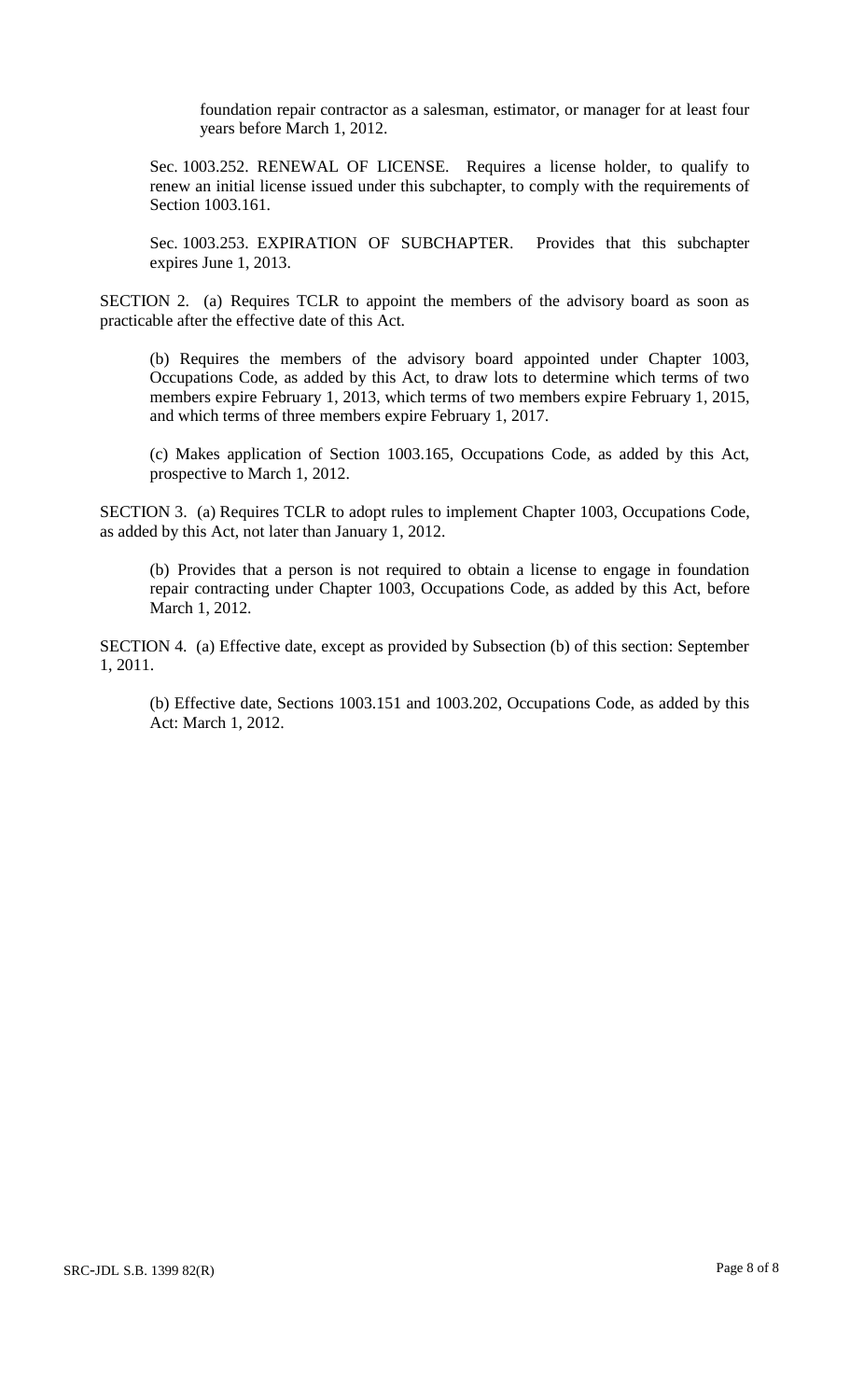foundation repair contractor as a salesman, estimator, or manager for at least four years before March 1, 2012.

Sec. 1003.252. RENEWAL OF LICENSE. Requires a license holder, to qualify to renew an initial license issued under this subchapter, to comply with the requirements of Section 1003.161.

Sec. 1003.253. EXPIRATION OF SUBCHAPTER. Provides that this subchapter expires June 1, 2013.

SECTION 2. (a) Requires TCLR to appoint the members of the advisory board as soon as practicable after the effective date of this Act.

(b) Requires the members of the advisory board appointed under Chapter 1003, Occupations Code, as added by this Act, to draw lots to determine which terms of two members expire February 1, 2013, which terms of two members expire February 1, 2015, and which terms of three members expire February 1, 2017.

(c) Makes application of Section 1003.165, Occupations Code, as added by this Act, prospective to March 1, 2012.

SECTION 3. (a) Requires TCLR to adopt rules to implement Chapter 1003, Occupations Code, as added by this Act, not later than January 1, 2012.

(b) Provides that a person is not required to obtain a license to engage in foundation repair contracting under Chapter 1003, Occupations Code, as added by this Act, before March 1, 2012.

SECTION 4. (a) Effective date, except as provided by Subsection (b) of this section: September 1, 2011.

(b) Effective date, Sections 1003.151 and 1003.202, Occupations Code, as added by this Act: March 1, 2012.